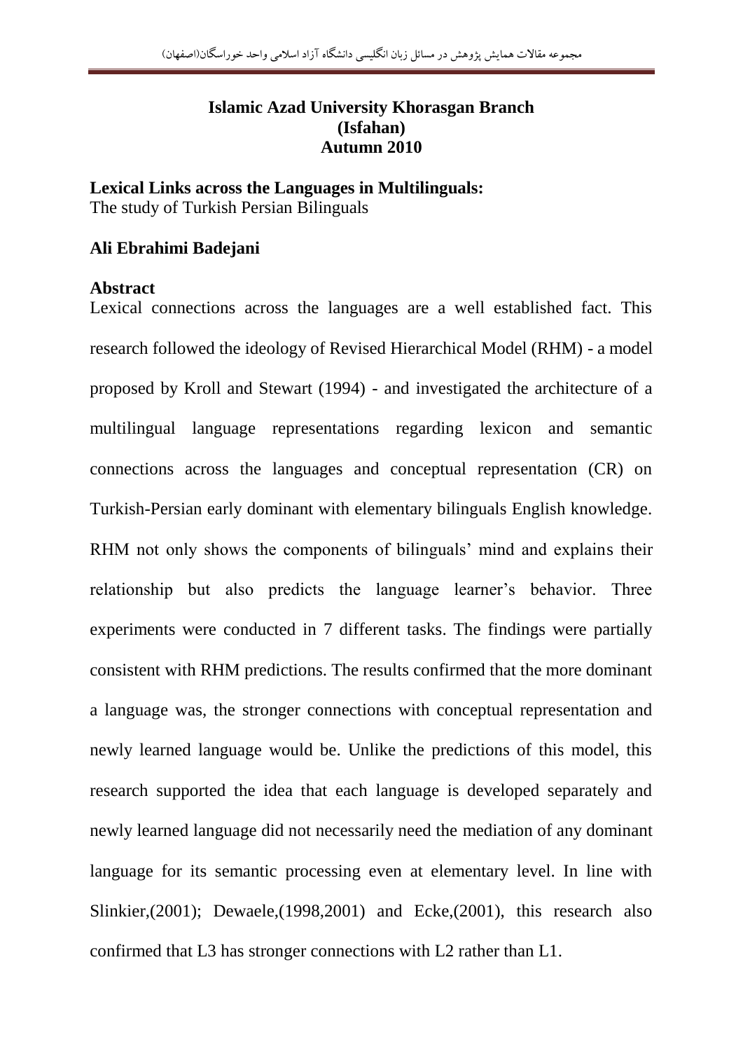**Islamic Azad University Khorasgan Branch**
**(Isfahan)**
**Autumn 2010**

**Lexical Links across the Languages in Multilinguals:**
The study of Turkish Persian Bilinguals

**Ali Ebrahimi Badejani**

**Abstract**

Lexical connections across the languages are a well established fact. This research followed the ideology of Revised Hierarchical Model (RHM) - a model proposed by Kroll and Stewart (1994) - and investigated the architecture of a multilingual language representations regarding lexicon and semantic connections across the languages and conceptual representation (CR) on Turkish-Persian early dominant with elementary bilinguals English knowledge. RHM not only shows the components of bilinguals' mind and explains their relationship but also predicts the language learner's behavior. Three experiments were conducted in 7 different tasks. The findings were partially consistent with RHM predictions. The results confirmed that the more dominant a language was, the stronger connections with conceptual representation and newly learned language would be. Unlike the predictions of this model, this research supported the idea that each language is developed separately and newly learned language did not necessarily need the mediation of any dominant language for its semantic processing even at elementary level. In line with Slinkier,(2001); Dewaele,(1998,2001) and Ecke,(2001), this research also confirmed that L3 has stronger connections with L2 rather than L1.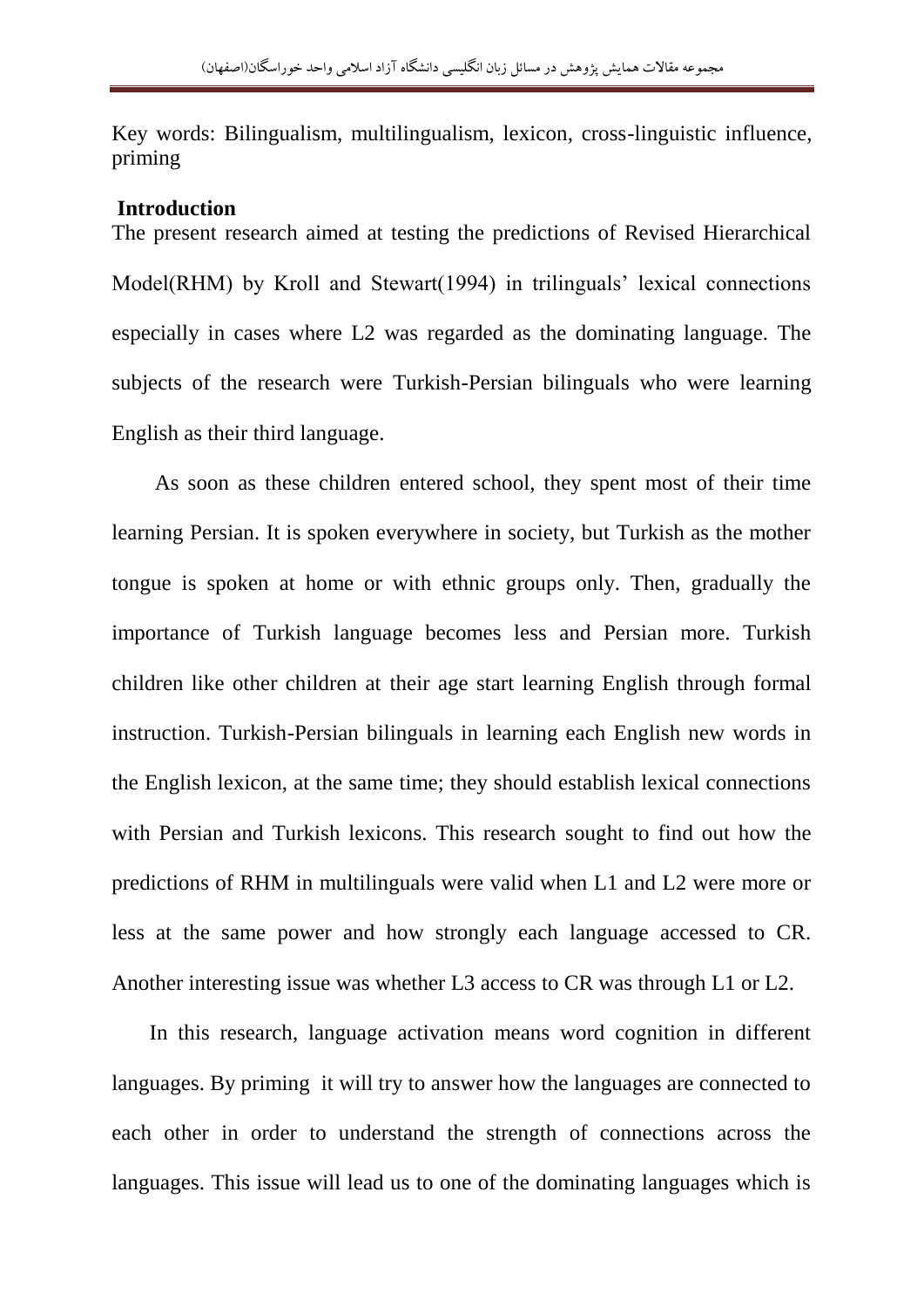Key words: Bilingualism, multilingualism, lexicon, cross-linguistic influence, priming

## Introduction

The present research aimed at testing the predictions of Revised Hierarchical Model(RHM) by Kroll and Stewart(1994) in trilinguals' lexical connections especially in cases where L2 was regarded as the dominating language. The subjects of the research were Turkish-Persian bilinguals who were learning English as their third language.

As soon as these children entered school, they spent most of their time learning Persian. It is spoken everywhere in society, but Turkish as the mother tongue is spoken at home or with ethnic groups only. Then, gradually the importance of Turkish language becomes less and Persian more. Turkish children like other children at their age start learning English through formal instruction. Turkish-Persian bilinguals in learning each English new words in the English lexicon, at the same time; they should establish lexical connections with Persian and Turkish lexicons. This research sought to find out how the predictions of RHM in multilinguals were valid when L1 and L2 were more or less at the same power and how strongly each language accessed to CR. Another interesting issue was whether L3 access to CR was through L1 or L2.

In this research, language activation means word cognition in different languages. By priming it will try to answer how the languages are connected to each other in order to understand the strength of connections across the languages. This issue will lead us to one of the dominating languages which is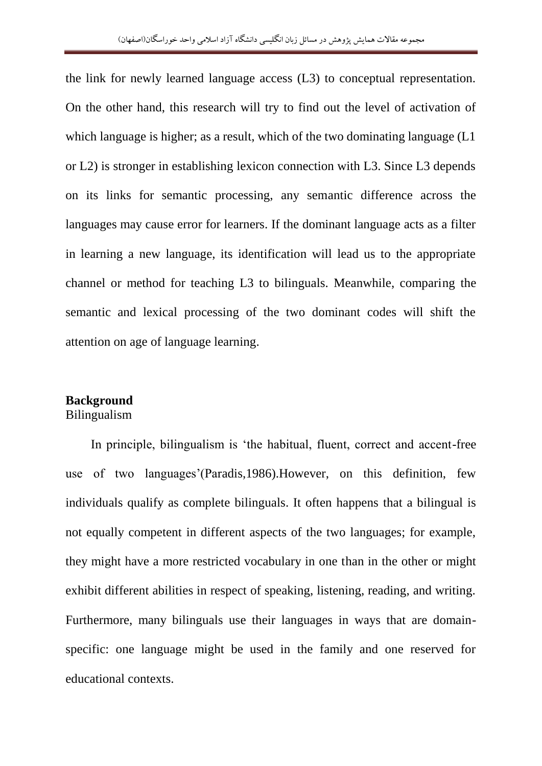the link for newly learned language access (L3) to conceptual representation. On the other hand, this research will try to find out the level of activation of which language is higher; as a result, which of the two dominating language (L1 or L2) is stronger in establishing lexicon connection with L3. Since L3 depends on its links for semantic processing, any semantic difference across the languages may cause error for learners. If the dominant language acts as a filter in learning a new language, its identification will lead us to the appropriate channel or method for teaching L3 to bilinguals. Meanwhile, comparing the semantic and lexical processing of the two dominant codes will shift the attention on age of language learning.

## Background

### Bilingualism

In principle, bilingualism is 'the habitual, fluent, correct and accent-free use of two languages'(Paradis,1986).However, on this definition, few individuals qualify as complete bilinguals. It often happens that a bilingual is not equally competent in different aspects of the two languages; for example, they might have a more restricted vocabulary in one than in the other or might exhibit different abilities in respect of speaking, listening, reading, and writing. Furthermore, many bilinguals use their languages in ways that are domain-specific: one language might be used in the family and one reserved for educational contexts.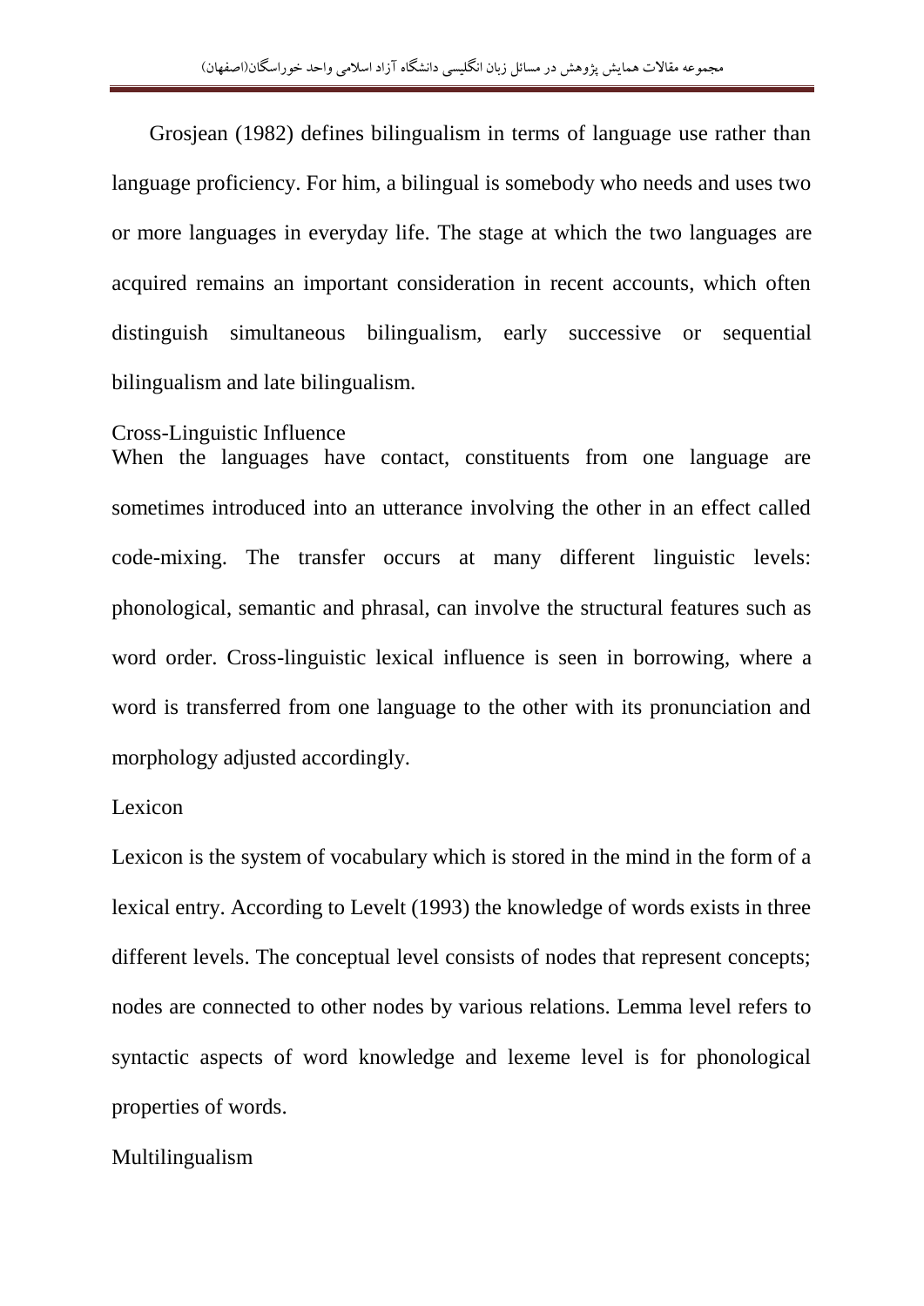Grosjean (1982) defines bilingualism in terms of language use rather than language proficiency. For him, a bilingual is somebody who needs and uses two or more languages in everyday life. The stage at which the two languages are acquired remains an important consideration in recent accounts, which often distinguish simultaneous bilingualism, early successive or sequential bilingualism and late bilingualism.

## Cross-Linguistic Influence

When the languages have contact, constituents from one language are sometimes introduced into an utterance involving the other in an effect called code-mixing. The transfer occurs at many different linguistic levels: phonological, semantic and phrasal, can involve the structural features such as word order. Cross-linguistic lexical influence is seen in borrowing, where a word is transferred from one language to the other with its pronunciation and morphology adjusted accordingly.

## Lexicon

Lexicon is the system of vocabulary which is stored in the mind in the form of a lexical entry. According to Levelt (1993) the knowledge of words exists in three different levels. The conceptual level consists of nodes that represent concepts; nodes are connected to other nodes by various relations. Lemma level refers to syntactic aspects of word knowledge and lexeme level is for phonological properties of words.

## Multilingualism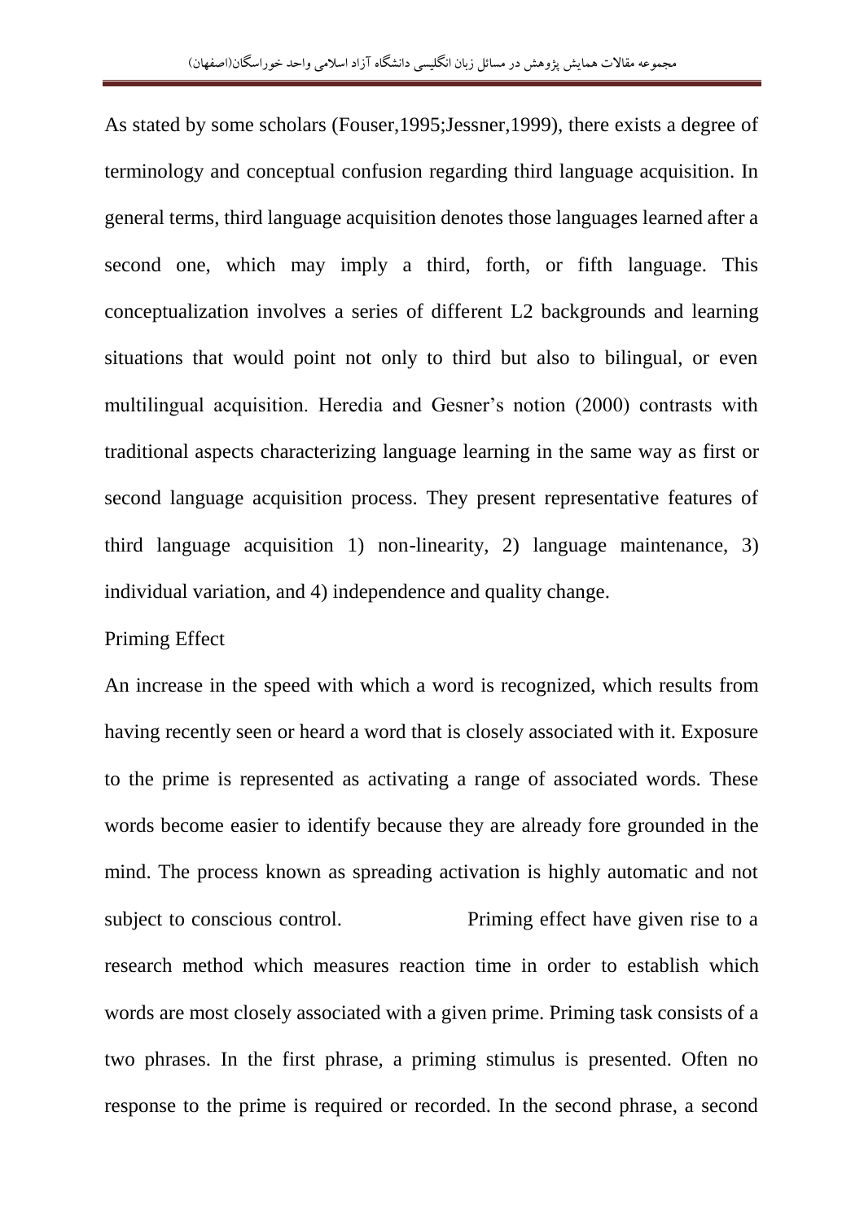As stated by some scholars (Fouser,1995;Jessner,1999), there exists a degree of terminology and conceptual confusion regarding third language acquisition. In general terms, third language acquisition denotes those languages learned after a second one, which may imply a third, forth, or fifth language. This conceptualization involves a series of different L2 backgrounds and learning situations that would point not only to third but also to bilingual, or even multilingual acquisition. Heredia and Gesner's notion (2000) contrasts with traditional aspects characterizing language learning in the same way as first or second language acquisition process. They present representative features of third language acquisition 1) non-linearity, 2) language maintenance, 3) individual variation, and 4) independence and quality change.

Priming Effect

An increase in the speed with which a word is recognized, which results from having recently seen or heard a word that is closely associated with it. Exposure to the prime is represented as activating a range of associated words. These words become easier to identify because they are already fore grounded in the mind. The process known as spreading activation is highly automatic and not subject to conscious control. Priming effect have given rise to a research method which measures reaction time in order to establish which words are most closely associated with a given prime. Priming task consists of a two phrases. In the first phrase, a priming stimulus is presented. Often no response to the prime is required or recorded. In the second phrase, a second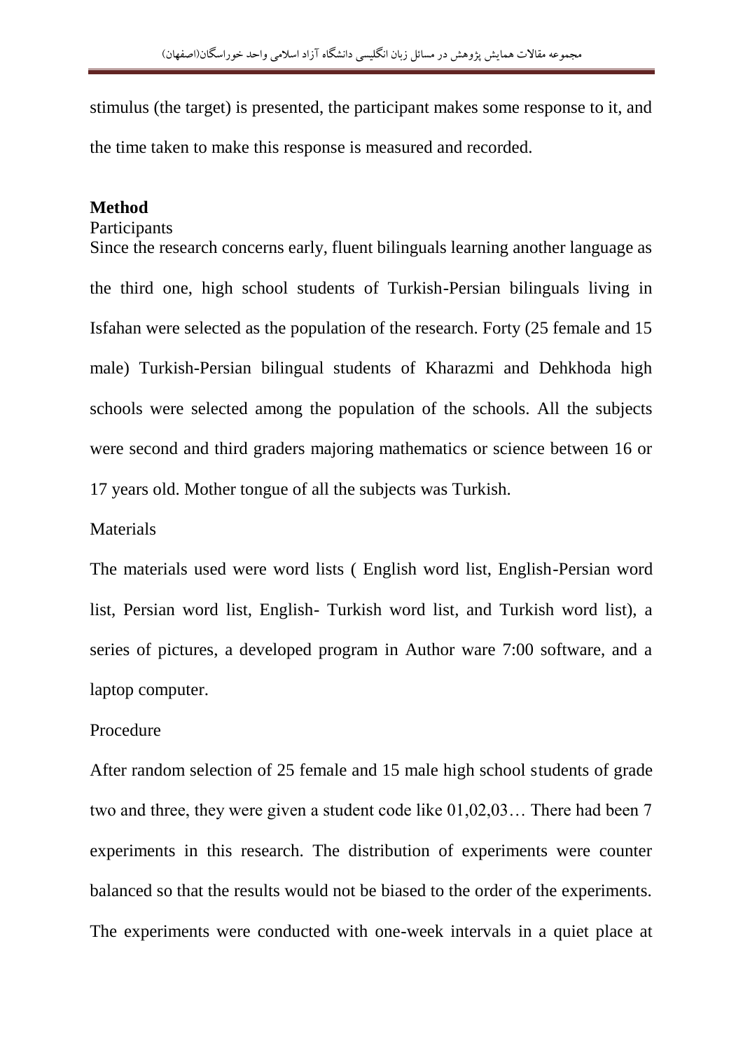stimulus (the target) is presented, the participant makes some response to it, and the time taken to make this response is measured and recorded.

## Method

Participants

Since the research concerns early, fluent bilinguals learning another language as the third one, high school students of Turkish-Persian bilinguals living in Isfahan were selected as the population of the research. Forty (25 female and 15 male) Turkish-Persian bilingual students of Kharazmi and Dehkhoda high schools were selected among the population of the schools. All the subjects were second and third graders majoring mathematics or science between 16 or 17 years old. Mother tongue of all the subjects was Turkish.

Materials

The materials used were word lists ( English word list, English-Persian word list, Persian word list, English- Turkish word list, and Turkish word list), a series of pictures, a developed program in Author ware 7:00 software, and a laptop computer.

Procedure

After random selection of 25 female and 15 male high school students of grade two and three, they were given a student code like 01,02,03… There had been 7 experiments in this research. The distribution of experiments were counter balanced so that the results would not be biased to the order of the experiments. The experiments were conducted with one-week intervals in a quiet place at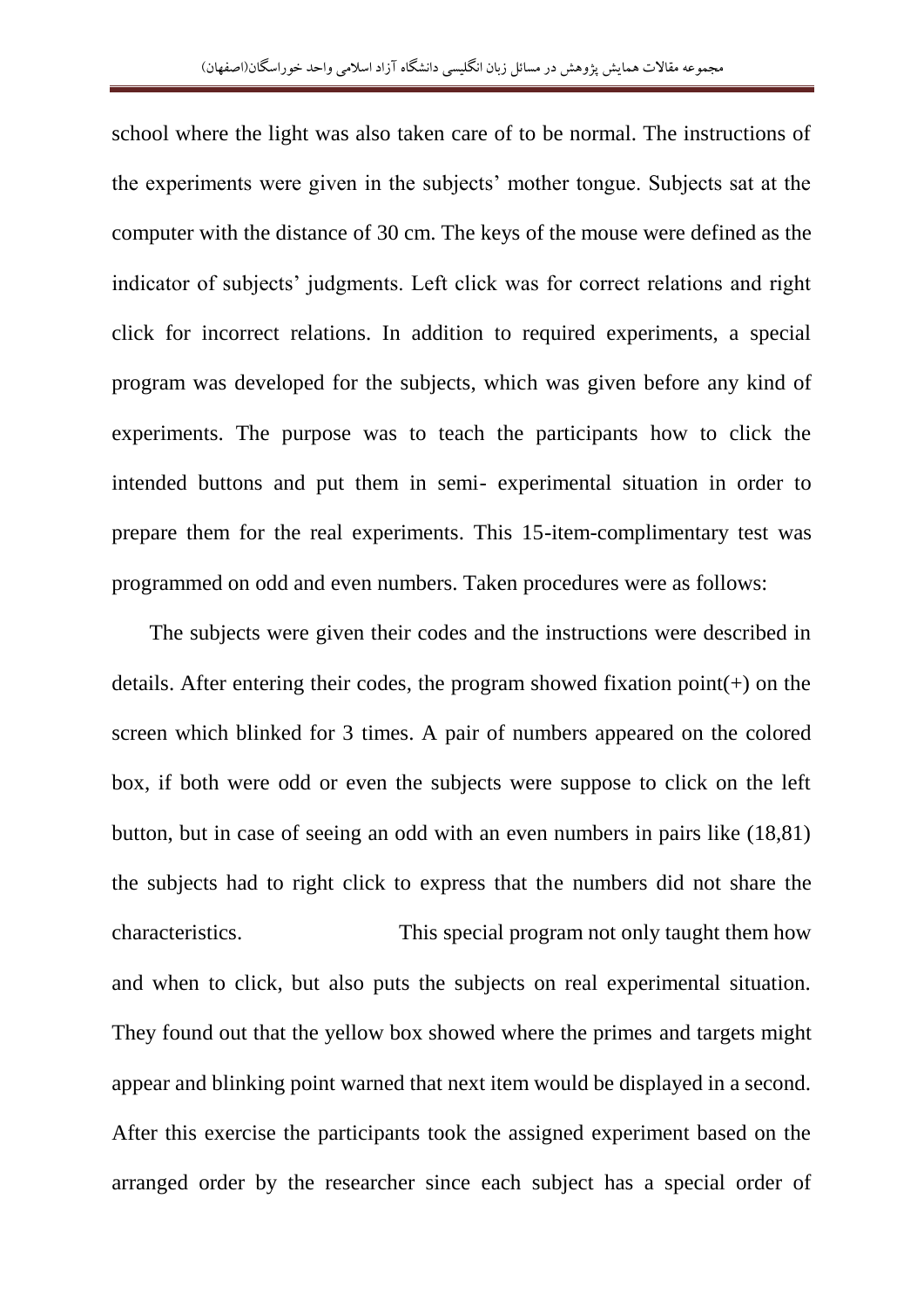school where the light was also taken care of to be normal. The instructions of the experiments were given in the subjects' mother tongue. Subjects sat at the computer with the distance of 30 cm. The keys of the mouse were defined as the indicator of subjects' judgments. Left click was for correct relations and right click for incorrect relations. In addition to required experiments, a special program was developed for the subjects, which was given before any kind of experiments. The purpose was to teach the participants how to click the intended buttons and put them in semi- experimental situation in order to prepare them for the real experiments. This 15-item-complimentary test was programmed on odd and even numbers. Taken procedures were as follows:

The subjects were given their codes and the instructions were described in details. After entering their codes, the program showed fixation point(+) on the screen which blinked for 3 times. A pair of numbers appeared on the colored box, if both were odd or even the subjects were suppose to click on the left button, but in case of seeing an odd with an even numbers in pairs like (18,81) the subjects had to right click to express that the numbers did not share the characteristics. This special program not only taught them how and when to click, but also puts the subjects on real experimental situation. They found out that the yellow box showed where the primes and targets might appear and blinking point warned that next item would be displayed in a second. After this exercise the participants took the assigned experiment based on the arranged order by the researcher since each subject has a special order of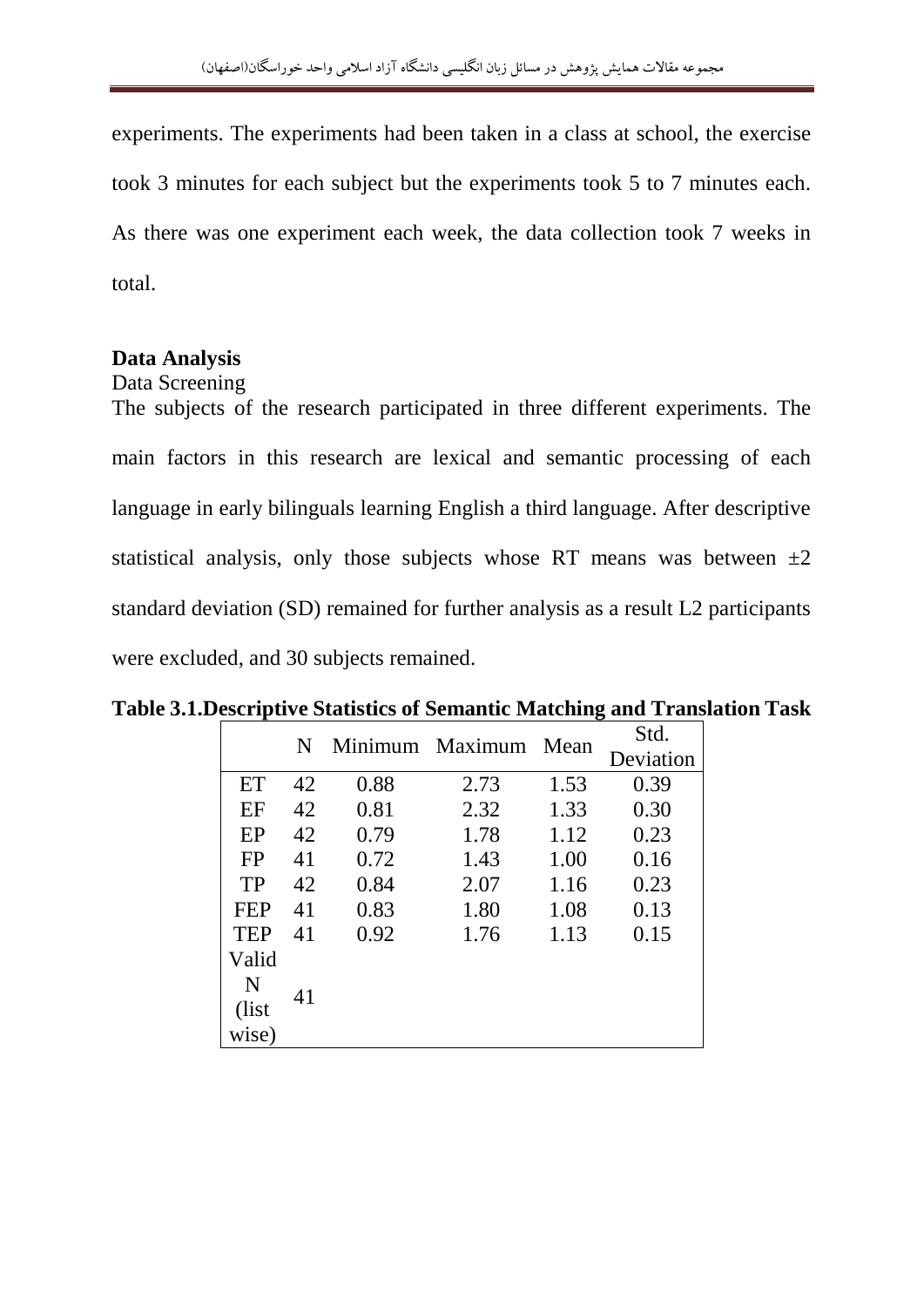experiments. The experiments had been taken in a class at school, the exercise took 3 minutes for each subject but the experiments took 5 to 7 minutes each. As there was one experiment each week, the data collection took 7 weeks in total.

**Data Analysis**

Data Screening

The subjects of the research participated in three different experiments. The main factors in this research are lexical and semantic processing of each language in early bilinguals learning English a third language. After descriptive statistical analysis, only those subjects whose RT means was between ±2 standard deviation (SD) remained for further analysis as a result L2 participants were excluded, and 30 subjects remained.

**Table 3.1.Descriptive Statistics of Semantic Matching and Translation Task**

| | N | Minimum | Maximum | Mean | Std. Deviation |
|---|---|---|---|---|---|
| ET | 42 | 0.88 | 2.73 | 1.53 | 0.39 |
| EF | 42 | 0.81 | 2.32 | 1.33 | 0.30 |
| EP | 42 | 0.79 | 1.78 | 1.12 | 0.23 |
| FP | 41 | 0.72 | 1.43 | 1.00 | 0.16 |
| TP | 42 | 0.84 | 2.07 | 1.16 | 0.23 |
| FEP | 41 | 0.83 | 1.80 | 1.08 | 0.13 |
| TEP | 41 | 0.92 | 1.76 | 1.13 | 0.15 |
| Valid N (list wise) | 41 | | | | |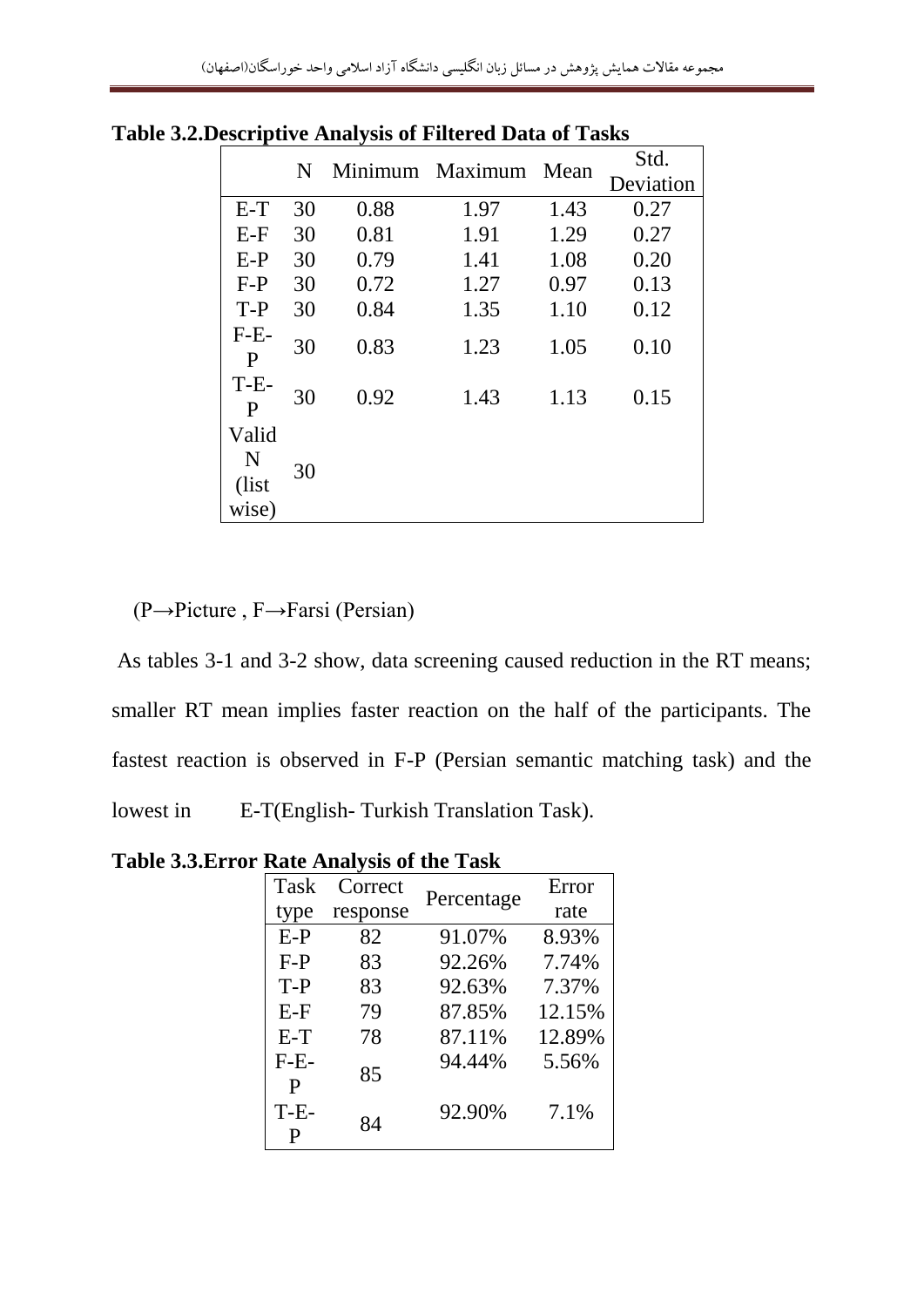**Table 3.2.Descriptive Analysis of Filtered Data of Tasks**

| | N | Minimum | Maximum | Mean | Std. Deviation |
|---|---|---|---|---|---|
| E-T | 30 | 0.88 | 1.97 | 1.43 | 0.27 |
| E-F | 30 | 0.81 | 1.91 | 1.29 | 0.27 |
| E-P | 30 | 0.79 | 1.41 | 1.08 | 0.20 |
| F-P | 30 | 0.72 | 1.27 | 0.97 | 0.13 |
| T-P | 30 | 0.84 | 1.35 | 1.10 | 0.12 |
| F-E-P | 30 | 0.83 | 1.23 | 1.05 | 0.10 |
| T-E-P | 30 | 0.92 | 1.43 | 1.13 | 0.15 |
| Valid N (list wise) | 30 | | | | |

(P→Picture , F→Farsi (Persian)

As tables 3-1 and 3-2 show, data screening caused reduction in the RT means; smaller RT mean implies faster reaction on the half of the participants. The fastest reaction is observed in F-P (Persian semantic matching task) and the lowest in E-T(English- Turkish Translation Task).

**Table 3.3.Error Rate Analysis of the Task**

| Task type | Correct response | Percentage | Error rate |
|---|---|---|---|
| E-P | 82 | 91.07% | 8.93% |
| F-P | 83 | 92.26% | 7.74% |
| T-P | 83 | 92.63% | 7.37% |
| E-F | 79 | 87.85% | 12.15% |
| E-T | 78 | 87.11% | 12.89% |
| F-E-P | 85 | 94.44% | 5.56% |
| T-E-P | 84 | 92.90% | 7.1% |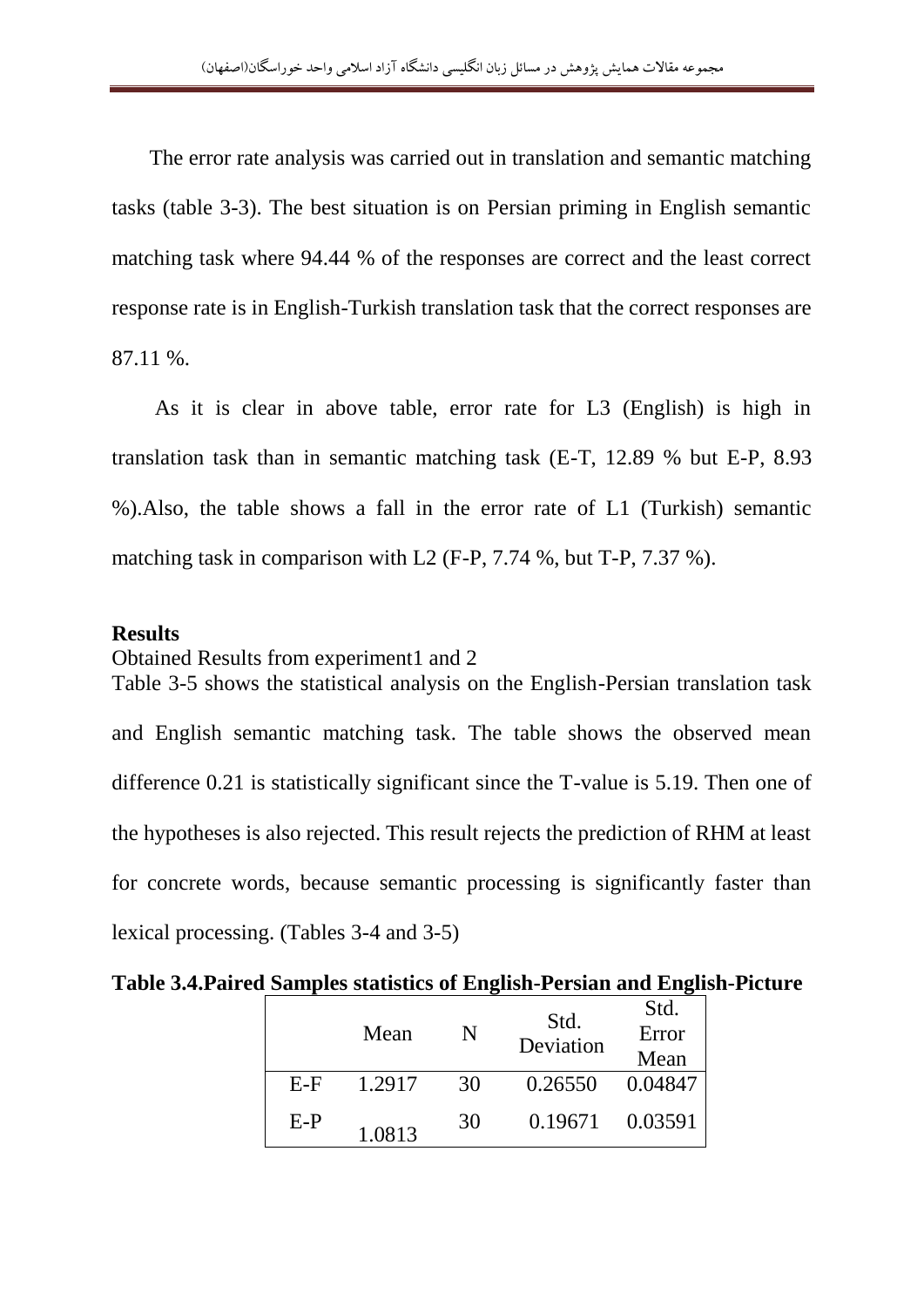The error rate analysis was carried out in translation and semantic matching tasks (table 3-3). The best situation is on Persian priming in English semantic matching task where 94.44 % of the responses are correct and the least correct response rate is in English-Turkish translation task that the correct responses are 87.11 %.

As it is clear in above table, error rate for L3 (English) is high in translation task than in semantic matching task (E-T, 12.89 % but E-P, 8.93 %).Also, the table shows a fall in the error rate of L1 (Turkish) semantic matching task in comparison with L2 (F-P, 7.74 %, but T-P, 7.37 %).

**Results**

Obtained Results from experiment1 and 2

Table 3-5 shows the statistical analysis on the English-Persian translation task and English semantic matching task. The table shows the observed mean difference 0.21 is statistically significant since the T-value is 5.19. Then one of the hypotheses is also rejected. This result rejects the prediction of RHM at least for concrete words, because semantic processing is significantly faster than lexical processing. (Tables 3-4 and 3-5)

**Table 3.4.Paired Samples statistics of English-Persian and English-Picture**

| | Mean | N | Std. Deviation | Std. Error Mean |
|---|---|---|---|---|
| E-F | 1.2917 | 30 | 0.26550 | 0.04847 |
| E-P | 1.0813 | 30 | 0.19671 | 0.03591 |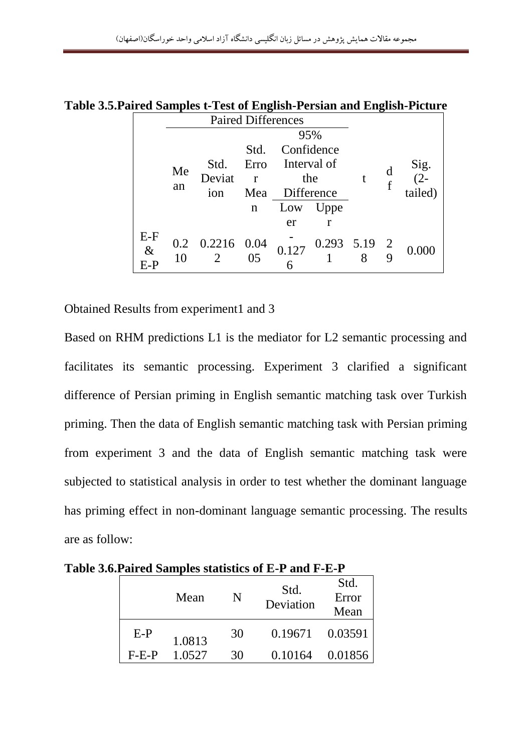**Table 3.5.Paired Samples t-Test of English-Persian and English-Picture**

| | Paired Differences | | | | | t | df | Sig. (2-tailed) |
|---|---|---|---|---|---|---|---|---|
| | Mean | Std. Deviation | Std. Error Mean | 95% Confidence Interval of the Difference | | | | |
| | | | | Lower | Upper | | | |
| E-F & E-P | 0.210 | 0.22162 | 0.0405 | -0.1276 | 0.2931 | 5.198 | 29 | 0.000 |

Obtained Results from experiment1 and 3

Based on RHM predictions L1 is the mediator for L2 semantic processing and facilitates its semantic processing. Experiment 3 clarified a significant difference of Persian priming in English semantic matching task over Turkish priming. Then the data of English semantic matching task with Persian priming from experiment 3 and the data of English semantic matching task were subjected to statistical analysis in order to test whether the dominant language has priming effect in non-dominant language semantic processing. The results are as follow:

**Table 3.6.Paired Samples statistics of E-P and F-E-P**

| | Mean | N | Std. Deviation | Std. Error Mean |
|---|---|---|---|---|
| E-P | 1.0813 | 30 | 0.19671 | 0.03591 |
| F-E-P | 1.0527 | 30 | 0.10164 | 0.01856 |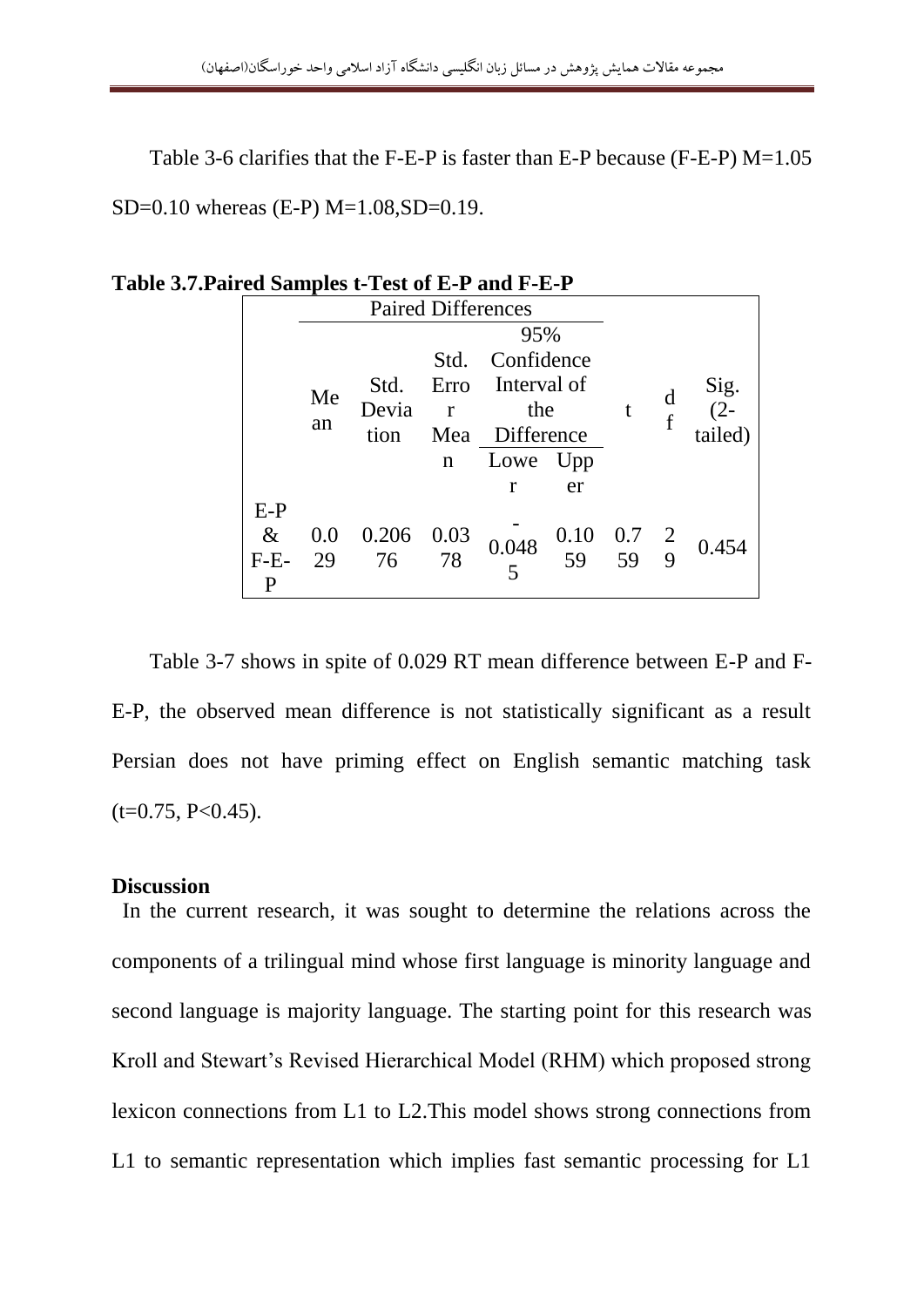Table 3-6 clarifies that the F-E-P is faster than E-P because (F-E-P) M=1.05 SD=0.10 whereas (E-P) M=1.08,SD=0.19.

**Table 3.7.Paired Samples t-Test of E-P and F-E-P**

| | Paired Differences | | | | | t | df | Sig. (2-tailed) |
|---|---|---|---|---|---|---|---|---|
| | Mean | Std. Deviation | Std. Error Mean | 95% Confidence Interval of the Difference | | | | |
| | | | | Lower | Upper | | | |
| E-P & F-E-P | 0.029 | 0.20676 | 0.0378 | -0.0485 | 0.1059 | 0.759 | 29 | 0.454 |

Table 3-7 shows in spite of 0.029 RT mean difference between E-P and F-E-P, the observed mean difference is not statistically significant as a result Persian does not have priming effect on English semantic matching task ($t=0.75$, $P<0.45$).

**Discussion**

In the current research, it was sought to determine the relations across the components of a trilingual mind whose first language is minority language and second language is majority language. The starting point for this research was Kroll and Stewart's Revised Hierarchical Model (RHM) which proposed strong lexicon connections from L1 to L2.This model shows strong connections from L1 to semantic representation which implies fast semantic processing for L1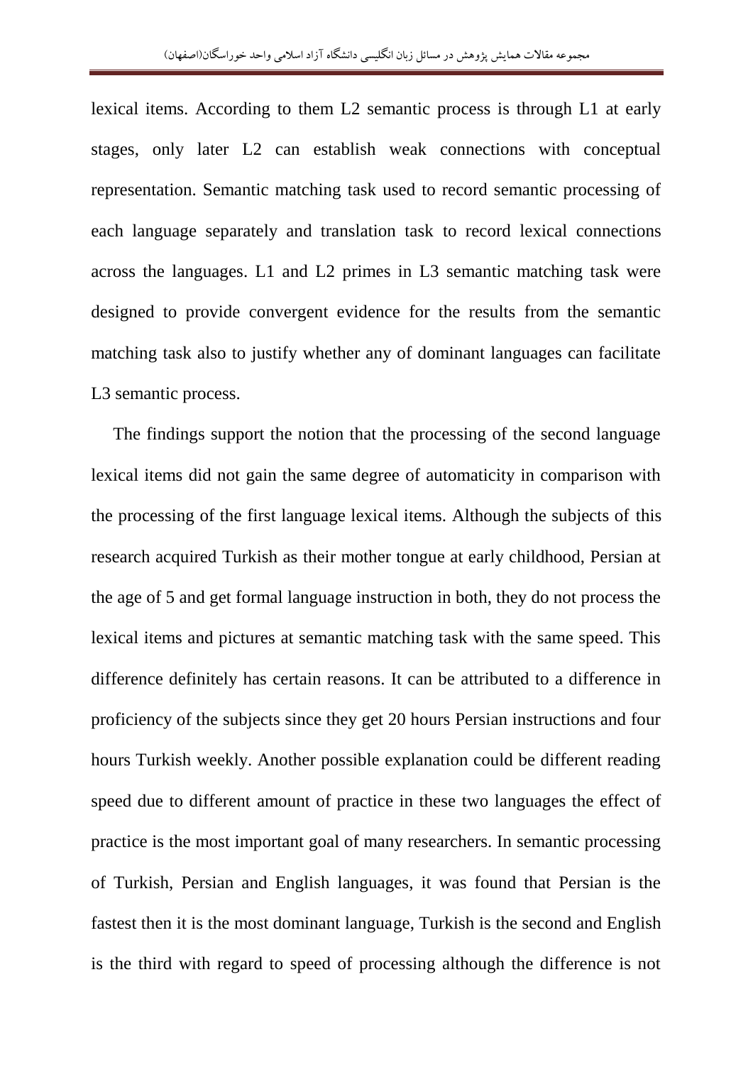lexical items. According to them L2 semantic process is through L1 at early stages, only later L2 can establish weak connections with conceptual representation. Semantic matching task used to record semantic processing of each language separately and translation task to record lexical connections across the languages. L1 and L2 primes in L3 semantic matching task were designed to provide convergent evidence for the results from the semantic matching task also to justify whether any of dominant languages can facilitate L3 semantic process.

The findings support the notion that the processing of the second language lexical items did not gain the same degree of automaticity in comparison with the processing of the first language lexical items. Although the subjects of this research acquired Turkish as their mother tongue at early childhood, Persian at the age of 5 and get formal language instruction in both, they do not process the lexical items and pictures at semantic matching task with the same speed. This difference definitely has certain reasons. It can be attributed to a difference in proficiency of the subjects since they get 20 hours Persian instructions and four hours Turkish weekly. Another possible explanation could be different reading speed due to different amount of practice in these two languages the effect of practice is the most important goal of many researchers. In semantic processing of Turkish, Persian and English languages, it was found that Persian is the fastest then it is the most dominant language, Turkish is the second and English is the third with regard to speed of processing although the difference is not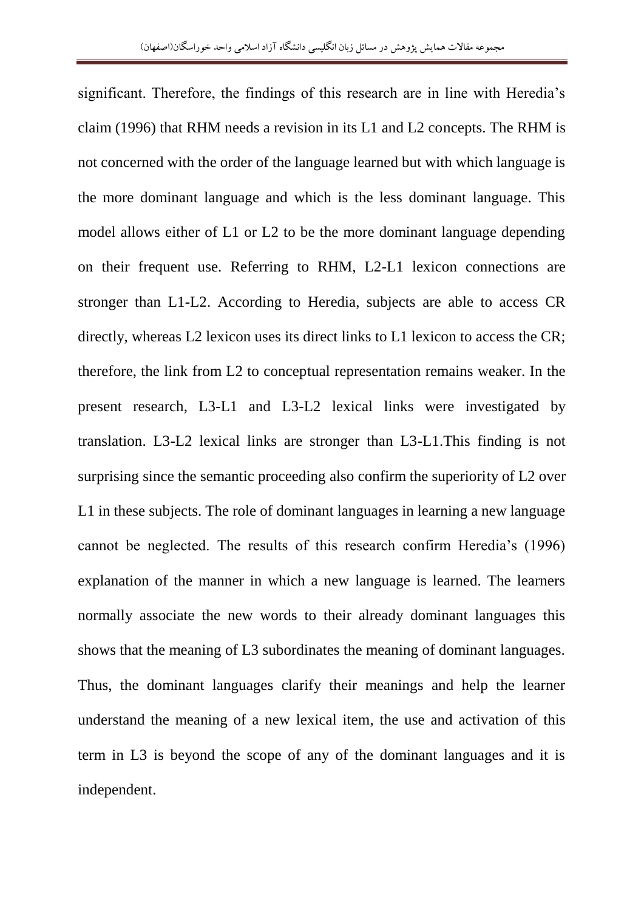significant. Therefore, the findings of this research are in line with Heredia's claim (1996) that RHM needs a revision in its L1 and L2 concepts. The RHM is not concerned with the order of the language learned but with which language is the more dominant language and which is the less dominant language. This model allows either of L1 or L2 to be the more dominant language depending on their frequent use. Referring to RHM, L2-L1 lexicon connections are stronger than L1-L2. According to Heredia, subjects are able to access CR directly, whereas L2 lexicon uses its direct links to L1 lexicon to access the CR; therefore, the link from L2 to conceptual representation remains weaker. In the present research, L3-L1 and L3-L2 lexical links were investigated by translation. L3-L2 lexical links are stronger than L3-L1.This finding is not surprising since the semantic proceeding also confirm the superiority of L2 over L1 in these subjects. The role of dominant languages in learning a new language cannot be neglected. The results of this research confirm Heredia's (1996) explanation of the manner in which a new language is learned. The learners normally associate the new words to their already dominant languages this shows that the meaning of L3 subordinates the meaning of dominant languages. Thus, the dominant languages clarify their meanings and help the learner understand the meaning of a new lexical item, the use and activation of this term in L3 is beyond the scope of any of the dominant languages and it is independent.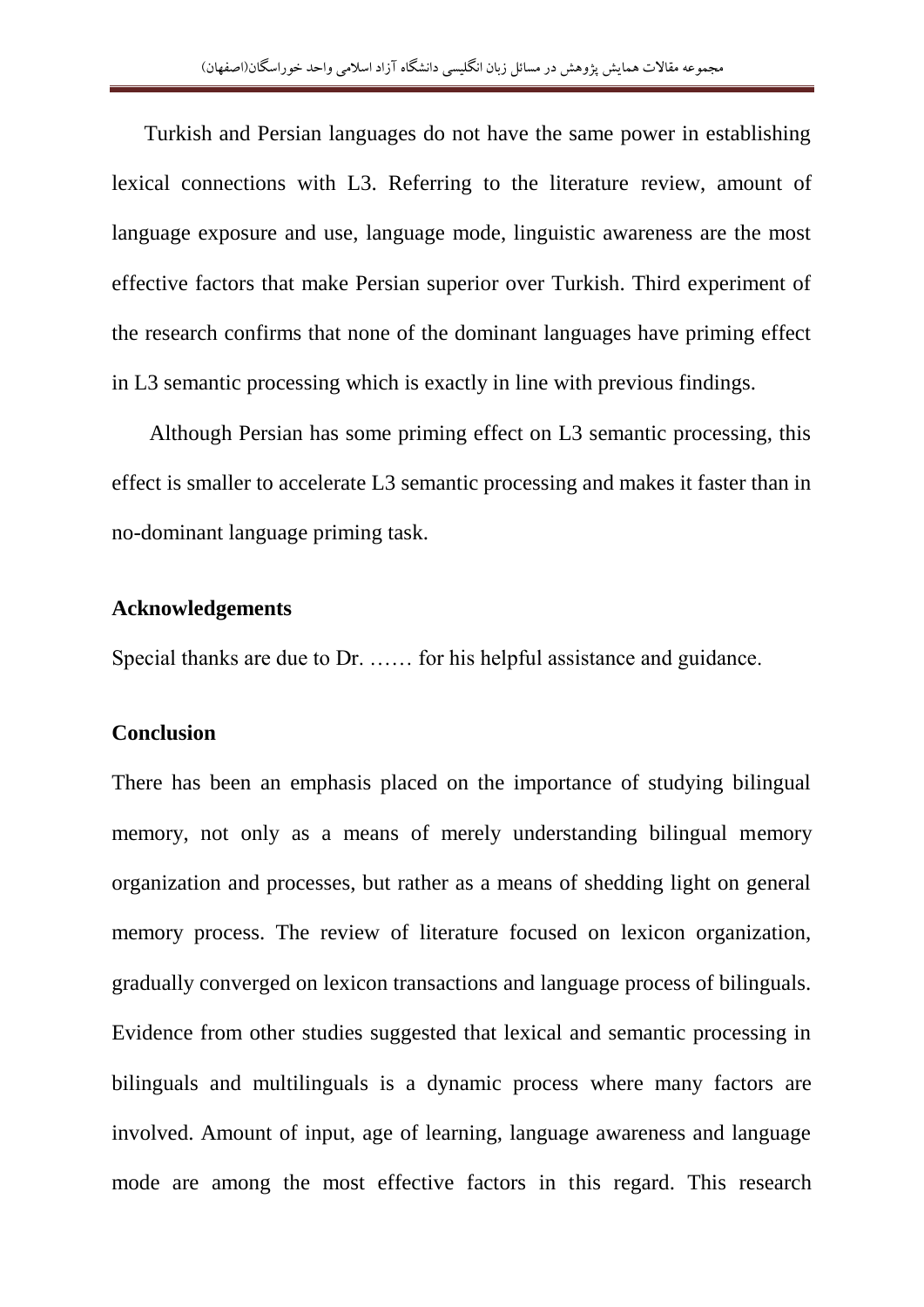Turkish and Persian languages do not have the same power in establishing lexical connections with L3. Referring to the literature review, amount of language exposure and use, language mode, linguistic awareness are the most effective factors that make Persian superior over Turkish. Third experiment of the research confirms that none of the dominant languages have priming effect in L3 semantic processing which is exactly in line with previous findings.

Although Persian has some priming effect on L3 semantic processing, this effect is smaller to accelerate L3 semantic processing and makes it faster than in no-dominant language priming task.

**Acknowledgements**

Special thanks are due to Dr. …… for his helpful assistance and guidance.

**Conclusion**

There has been an emphasis placed on the importance of studying bilingual memory, not only as a means of merely understanding bilingual memory organization and processes, but rather as a means of shedding light on general memory process. The review of literature focused on lexicon organization, gradually converged on lexicon transactions and language process of bilinguals. Evidence from other studies suggested that lexical and semantic processing in bilinguals and multilinguals is a dynamic process where many factors are involved. Amount of input, age of learning, language awareness and language mode are among the most effective factors in this regard. This research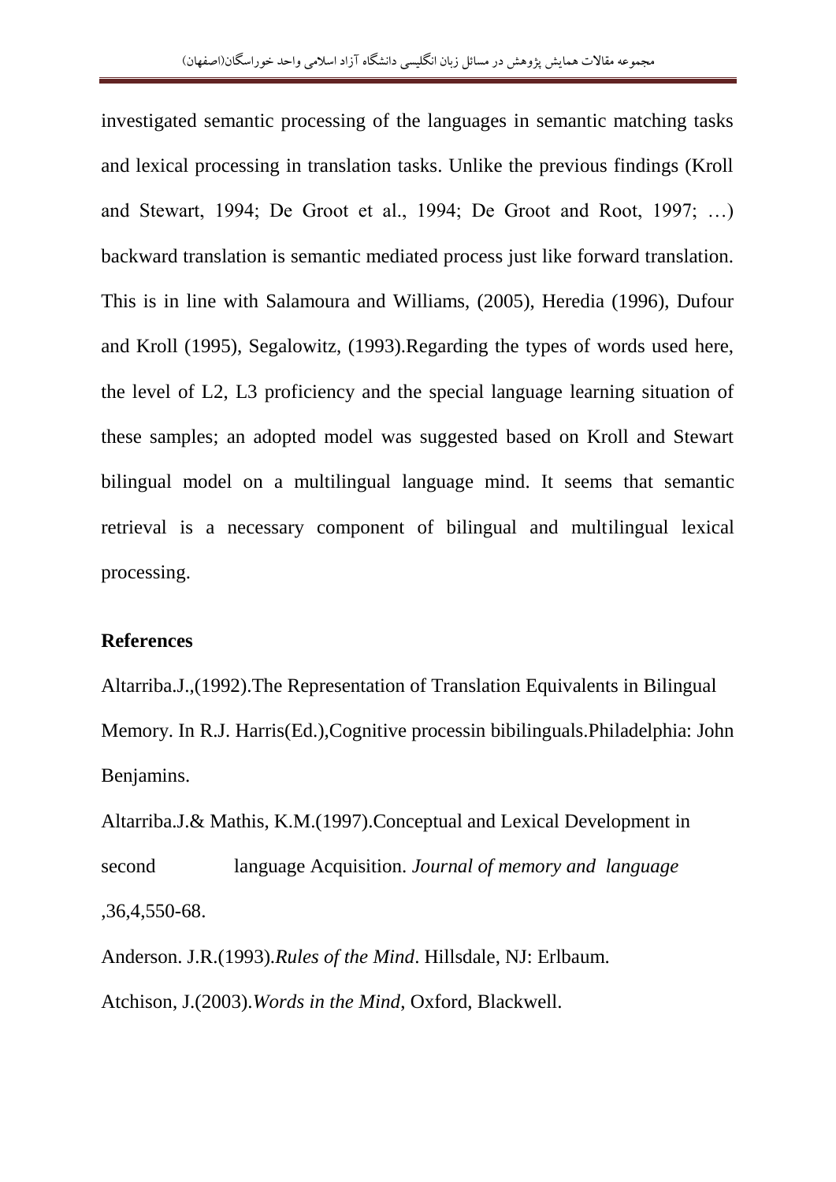investigated semantic processing of the languages in semantic matching tasks and lexical processing in translation tasks. Unlike the previous findings (Kroll and Stewart, 1994; De Groot et al., 1994; De Groot and Root, 1997; …) backward translation is semantic mediated process just like forward translation. This is in line with Salamoura and Williams, (2005), Heredia (1996), Dufour and Kroll (1995), Segalowitz, (1993).Regarding the types of words used here, the level of L2, L3 proficiency and the special language learning situation of these samples; an adopted model was suggested based on Kroll and Stewart bilingual model on a multilingual language mind. It seems that semantic retrieval is a necessary component of bilingual and multilingual lexical processing.

**References**

Altarriba.J.,(1992).The Representation of Translation Equivalents in Bilingual Memory. In R.J. Harris(Ed.),Cognitive processin bibilinguals.Philadelphia: John Benjamins.

Altarriba.J.& Mathis, K.M.(1997).Conceptual and Lexical Development in second language Acquisition. *Journal of memory and language* ,36,4,550-68.

Anderson. J.R.(1993).*Rules of the Mind*. Hillsdale, NJ: Erlbaum.

Atchison, J.(2003).*Words in the Mind*, Oxford, Blackwell.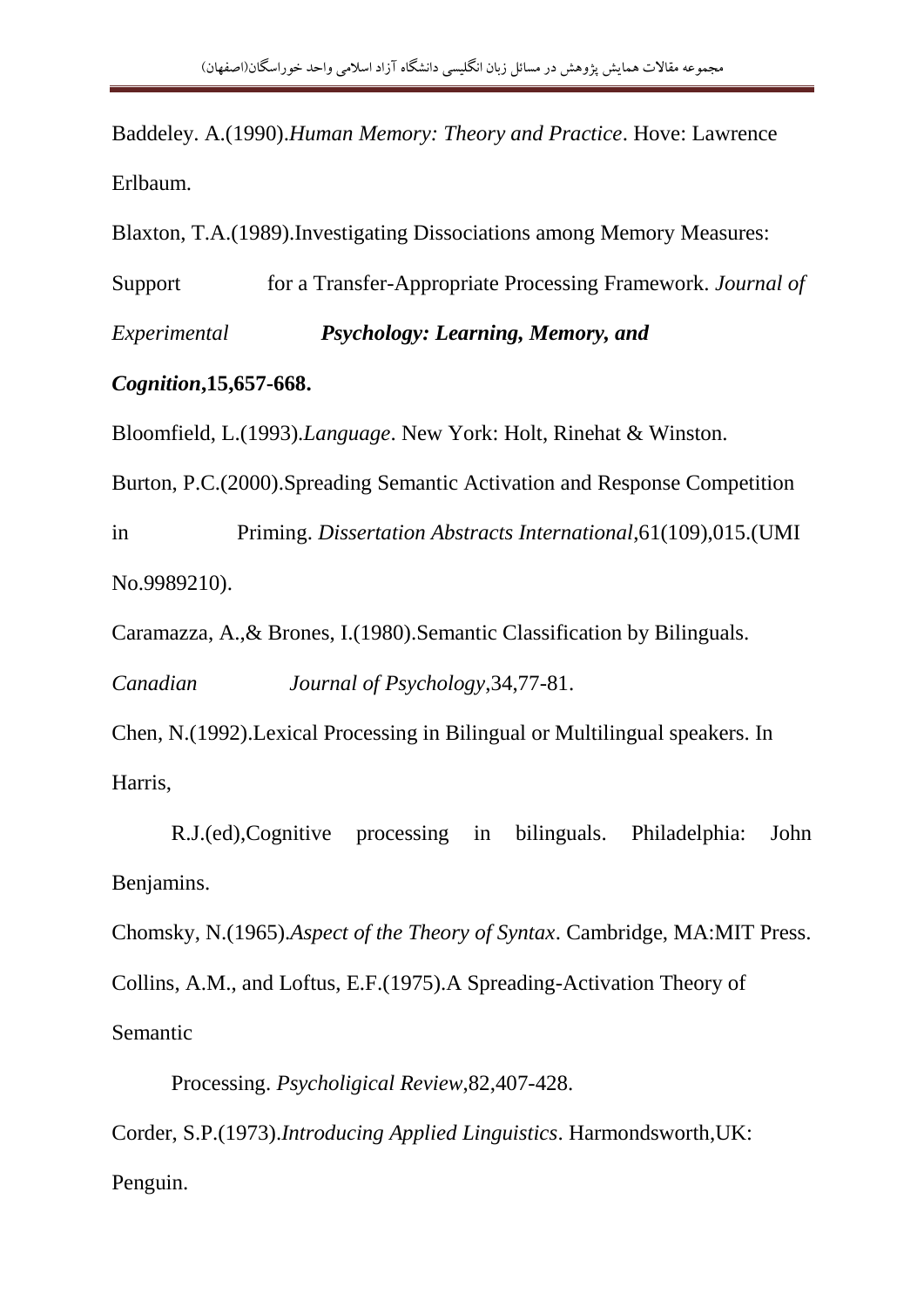Baddeley. A.(1990).*Human Memory: Theory and Practice*. Hove: Lawrence Erlbaum.

Blaxton, T.A.(1989).Investigating Dissociations among Memory Measures: Support for a Transfer-Appropriate Processing Framework. *Journal of Experimental* ***Psychology: Learning, Memory, and Cognition*****,15,657-668.**

Bloomfield, L.(1993).*Language*. New York: Holt, Rinehat & Winston.

Burton, P.C.(2000).Spreading Semantic Activation and Response Competition in Priming. *Dissertation Abstracts International*,61(109),015.(UMI No.9989210).

Caramazza, A.,& Brones, I.(1980).Semantic Classification by Bilinguals. *Canadian Journal of Psychology*,34,77-81.

Chen, N.(1992).Lexical Processing in Bilingual or Multilingual speakers. In Harris, R.J.(ed),Cognitive processing in bilinguals. Philadelphia: John Benjamins.

Chomsky, N.(1965).*Aspect of the Theory of Syntax*. Cambridge, MA:MIT Press.

Collins, A.M., and Loftus, E.F.(1975).A Spreading-Activation Theory of Semantic Processing. *Psycholigical Review*,82,407-428.

Corder, S.P.(1973).*Introducing Applied Linguistics*. Harmondsworth,UK: Penguin.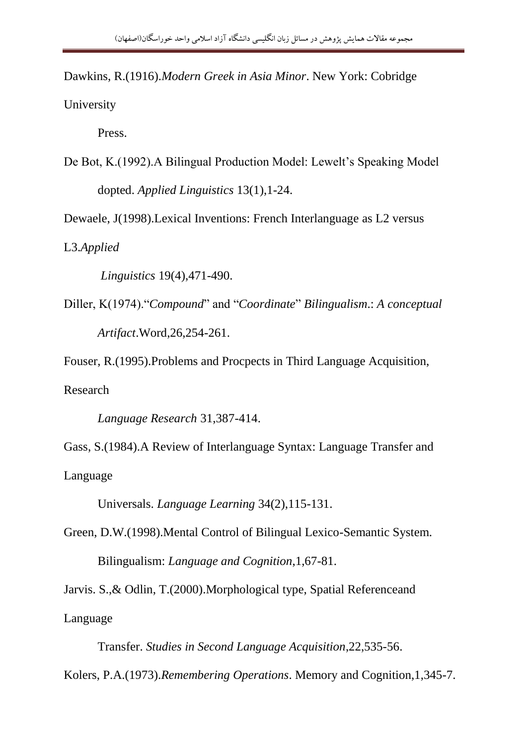Dawkins, R.(1916).*Modern Greek in Asia Minor*. New York: Cobridge University Press.

De Bot, K.(1992).A Bilingual Production Model: Lewelt's Speaking Model dopted. *Applied Linguistics* 13(1),1-24.

Dewaele, J(1998).Lexical Inventions: French Interlanguage as L2 versus L3.*Applied Linguistics* 19(4),471-490.

Diller, K(1974)."*Compound*" and "*Coordinate*" *Bilingualism*.: *A conceptual Artifact*.Word,26,254-261.

Fouser, R.(1995).Problems and Procpects in Third Language Acquisition, Research *Language Research* 31,387-414.

Gass, S.(1984).A Review of Interlanguage Syntax: Language Transfer and Language Universals. *Language Learning* 34(2),115-131.

Green, D.W.(1998).Mental Control of Bilingual Lexico-Semantic System. Bilingualism: *Language and Cognition*,1,67-81.

Jarvis. S.,& Odlin, T.(2000).Morphological type, Spatial Referenceand Language Transfer. *Studies in Second Language Acquisition*,22,535-56.

Kolers, P.A.(1973).*Remembering Operations*. Memory and Cognition,1,345-7.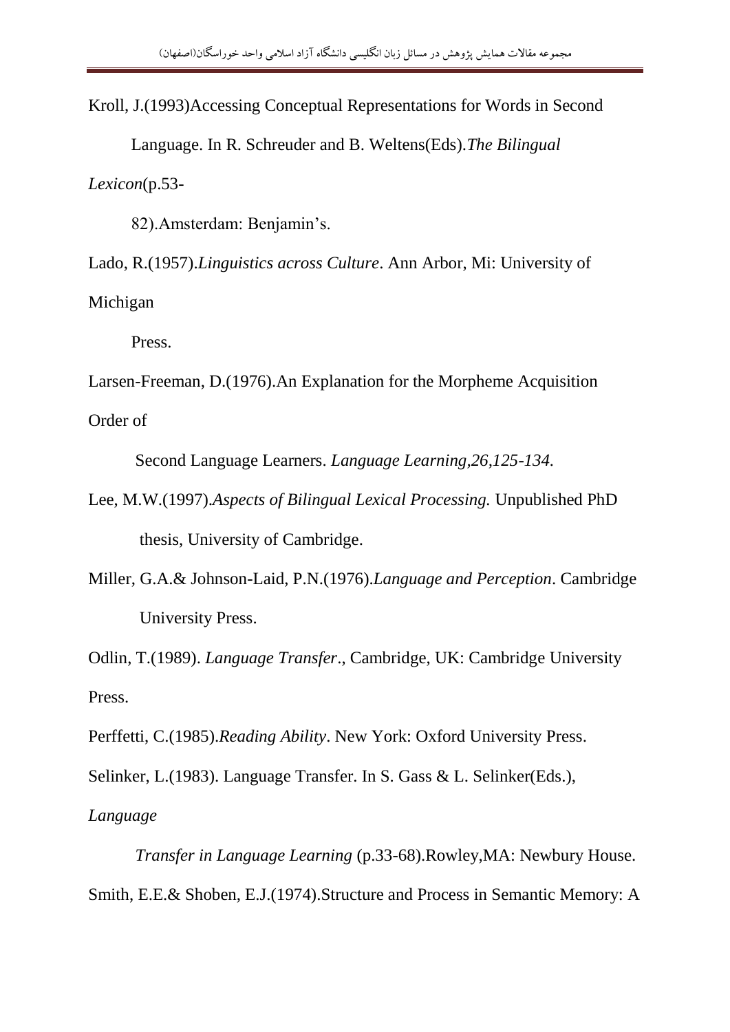Kroll, J.(1993)Accessing Conceptual Representations for Words in Second Language. In R. Schreuder and B. Weltens(Eds).*The Bilingual Lexicon*(p.53-82).Amsterdam: Benjamin's.

Lado, R.(1957).*Linguistics across Culture*. Ann Arbor, Mi: University of Michigan Press.

Larsen-Freeman, D.(1976).An Explanation for the Morpheme Acquisition Order of Second Language Learners. *Language Learning,26,125-134.*

Lee, M.W.(1997).*Aspects of Bilingual Lexical Processing.* Unpublished PhD thesis, University of Cambridge.

Miller, G.A.& Johnson-Laid, P.N.(1976).*Language and Perception*. Cambridge University Press.

Odlin, T.(1989). *Language Transfer*., Cambridge, UK: Cambridge University Press.

Perffetti, C.(1985).*Reading Ability*. New York: Oxford University Press.

Selinker, L.(1983). Language Transfer. In S. Gass & L. Selinker(Eds.), *Language Transfer in Language Learning* (p.33-68).Rowley,MA: Newbury House.

Smith, E.E.& Shoben, E.J.(1974).Structure and Process in Semantic Memory: A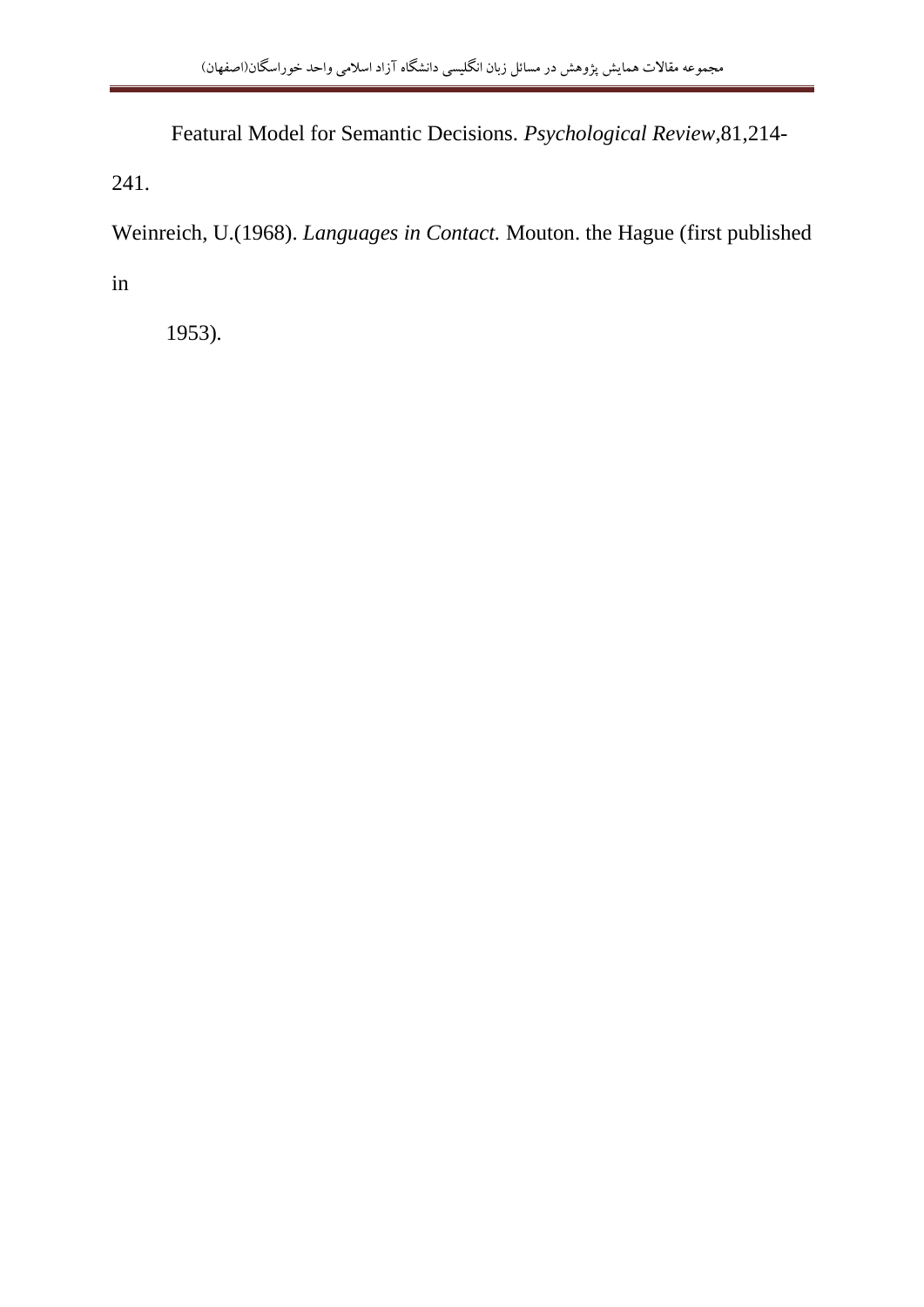Featural Model for Semantic Decisions. *Psychological Review*,81,214-241.

Weinreich, U.(1968). *Languages in Contact.* Mouton. the Hague (first published in 1953).